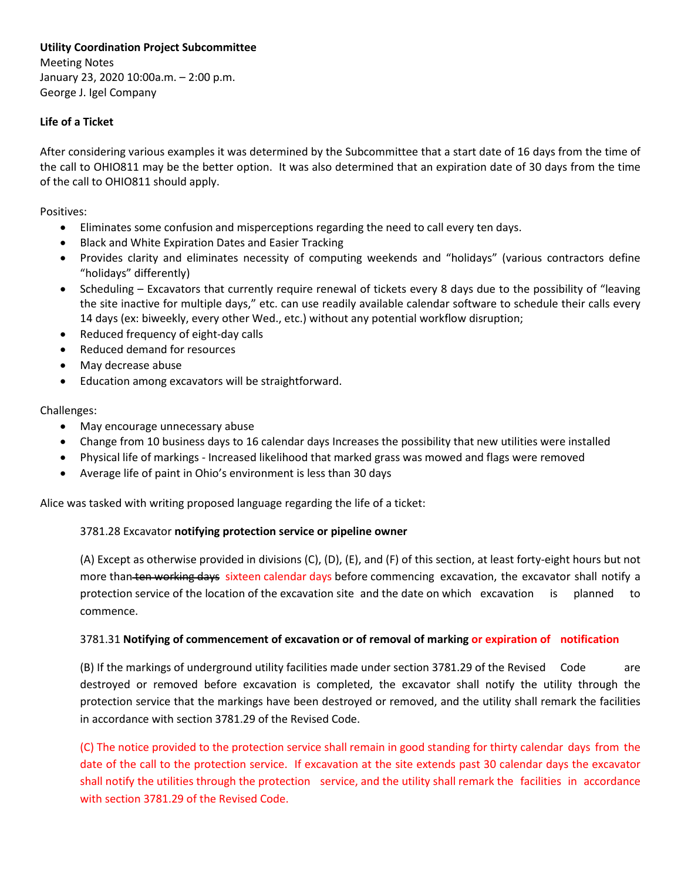**Utility Coordination Project Subcommittee**
Meeting Notes
January 23, 2020 10:00a.m. – 2:00 p.m.
George J. Igel Company

**Life of a Ticket**

After considering various examples it was determined by the Subcommittee that a start date of 16 days from the time of the call to OHIO811 may be the better option. It was also determined that an expiration date of 30 days from the time of the call to OHIO811 should apply.

Positives:

- Eliminates some confusion and misperceptions regarding the need to call every ten days.
- Black and White Expiration Dates and Easier Tracking
- Provides clarity and eliminates necessity of computing weekends and "holidays" (various contractors define "holidays" differently)
- Scheduling – Excavators that currently require renewal of tickets every 8 days due to the possibility of "leaving the site inactive for multiple days," etc. can use readily available calendar software to schedule their calls every 14 days (ex: biweekly, every other Wed., etc.) without any potential workflow disruption;
- Reduced frequency of eight-day calls
- Reduced demand for resources
- May decrease abuse
- Education among excavators will be straightforward.

Challenges:

- May encourage unnecessary abuse
- Change from 10 business days to 16 calendar days Increases the possibility that new utilities were installed
- Physical life of markings - Increased likelihood that marked grass was mowed and flags were removed
- Average life of paint in Ohio's environment is less than 30 days

Alice was tasked with writing proposed language regarding the life of a ticket:

> 3781.28 Excavator **notifying protection service or pipeline owner**
>
> (A) Except as otherwise provided in divisions (C), (D), (E), and (F) of this section, at least forty-eight hours but not more than ~~ten working days~~ sixteen calendar days before commencing excavation, the excavator shall notify a protection service of the location of the excavation site and the date on which excavation is planned to commence.
>
> 3781.31 **Notifying of commencement of excavation or of removal of marking or expiration of notification**
>
> (B) If the markings of underground utility facilities made under section 3781.29 of the Revised Code are destroyed or removed before excavation is completed, the excavator shall notify the utility through the protection service that the markings have been destroyed or removed, and the utility shall remark the facilities in accordance with section 3781.29 of the Revised Code.
>
> (C) The notice provided to the protection service shall remain in good standing for thirty calendar days from the date of the call to the protection service. If excavation at the site extends past 30 calendar days the excavator shall notify the utilities through the protection service, and the utility shall remark the facilities in accordance with section 3781.29 of the Revised Code.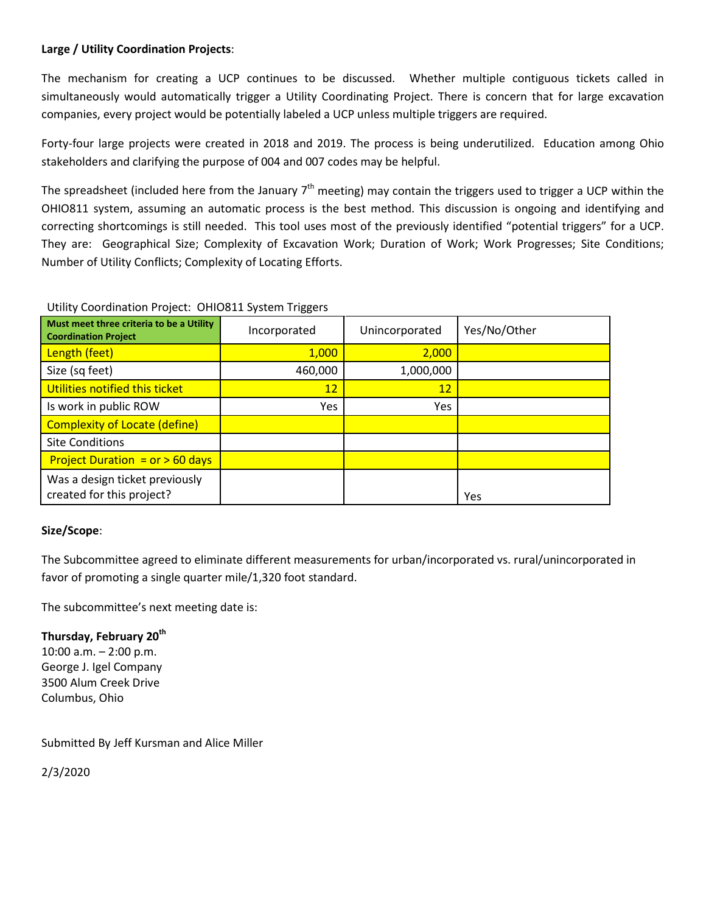**Large / Utility Coordination Projects**:

The mechanism for creating a UCP continues to be discussed. Whether multiple contiguous tickets called in simultaneously would automatically trigger a Utility Coordinating Project. There is concern that for large excavation companies, every project would be potentially labeled a UCP unless multiple triggers are required.

Forty-four large projects were created in 2018 and 2019. The process is being underutilized. Education among Ohio stakeholders and clarifying the purpose of 004 and 007 codes may be helpful.

The spreadsheet (included here from the January 7th meeting) may contain the triggers used to trigger a UCP within the OHIO811 system, assuming an automatic process is the best method. This discussion is ongoing and identifying and correcting shortcomings is still needed. This tool uses most of the previously identified "potential triggers" for a UCP. They are: Geographical Size; Complexity of Excavation Work; Duration of Work; Work Progresses; Site Conditions; Number of Utility Conflicts; Complexity of Locating Efforts.

Utility Coordination Project: OHIO811 System Triggers

| Must meet three criteria to be a Utility Coordination Project | Incorporated | Unincorporated | Yes/No/Other |
|---|---|---|---|
| Length (feet) | 1,000 | 2,000 | |
| Size (sq feet) | 460,000 | 1,000,000 | |
| Utilities notified this ticket | 12 | 12 | |
| Is work in public ROW | Yes | Yes | |
| Complexity of Locate (define) | | | |
| Site Conditions | | | |
| Project Duration = or > 60 days | | | |
| Was a design ticket previously created for this project? | | | Yes |

**Size/Scope**:

The Subcommittee agreed to eliminate different measurements for urban/incorporated vs. rural/unincorporated in favor of promoting a single quarter mile/1,320 foot standard.

The subcommittee's next meeting date is:

**Thursday, February 20th**
10:00 a.m. – 2:00 p.m.
George J. Igel Company
3500 Alum Creek Drive
Columbus, Ohio

Submitted By Jeff Kursman and Alice Miller

2/3/2020